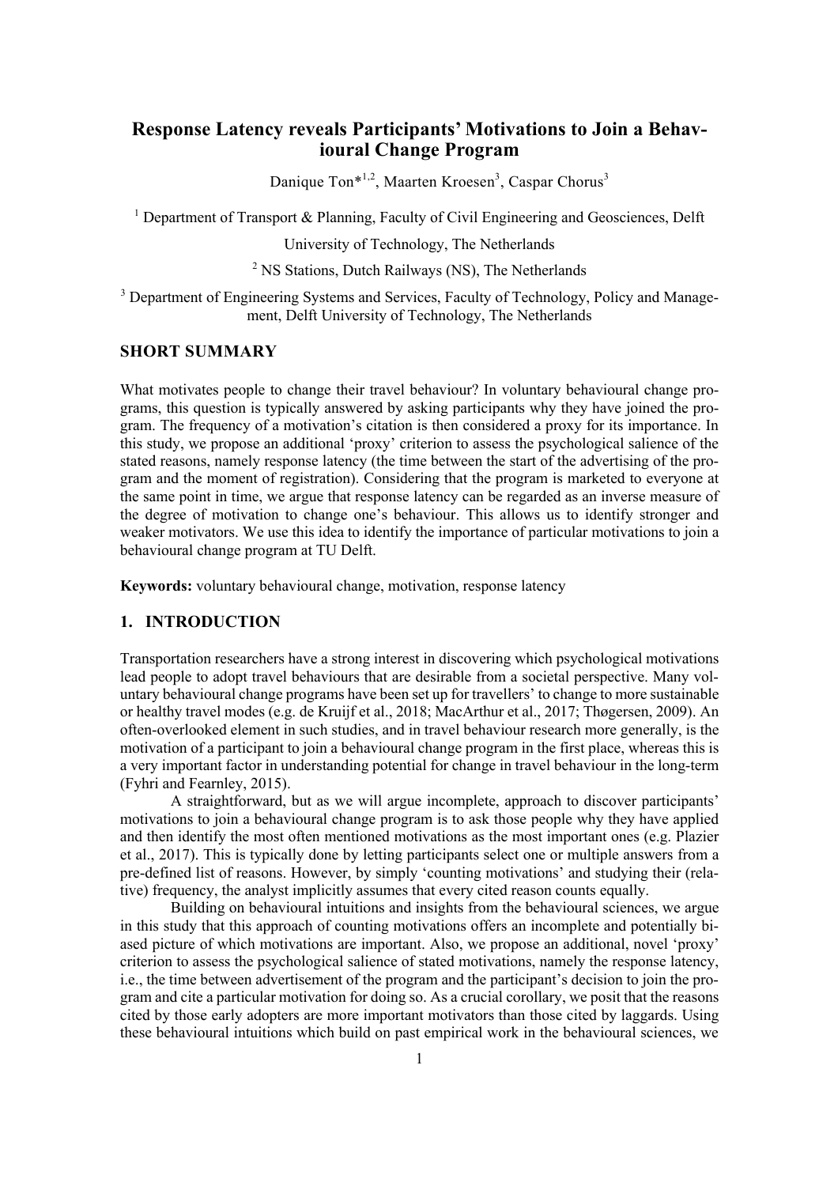# Response Latency reveals Participants' Motivations to Join a Behavioural Change Program

Danique Ton*[1,2], Maarten Kroesen[3], Caspar Chorus[3]

[1] Department of Transport & Planning, Faculty of Civil Engineering and Geosciences, Delft University of Technology, The Netherlands

[2] NS Stations, Dutch Railways (NS), The Netherlands

[3] Department of Engineering Systems and Services, Faculty of Technology, Policy and Management, Delft University of Technology, The Netherlands

## SHORT SUMMARY

What motivates people to change their travel behaviour? In voluntary behavioural change programs, this question is typically answered by asking participants why they have joined the program. The frequency of a motivation's citation is then considered a proxy for its importance. In this study, we propose an additional 'proxy' criterion to assess the psychological salience of the stated reasons, namely response latency (the time between the start of the advertising of the program and the moment of registration). Considering that the program is marketed to everyone at the same point in time, we argue that response latency can be regarded as an inverse measure of the degree of motivation to change one's behaviour. This allows us to identify stronger and weaker motivators. We use this idea to identify the importance of particular motivations to join a behavioural change program at TU Delft.

**Keywords:** voluntary behavioural change, motivation, response latency

## 1. INTRODUCTION

Transportation researchers have a strong interest in discovering which psychological motivations lead people to adopt travel behaviours that are desirable from a societal perspective. Many voluntary behavioural change programs have been set up for travellers' to change to more sustainable or healthy travel modes (e.g. de Kruijf et al., 2018; MacArthur et al., 2017; Thøgersen, 2009). An often-overlooked element in such studies, and in travel behaviour research more generally, is the motivation of a participant to join a behavioural change program in the first place, whereas this is a very important factor in understanding potential for change in travel behaviour in the long-term (Fyhri and Fearnley, 2015).

A straightforward, but as we will argue incomplete, approach to discover participants' motivations to join a behavioural change program is to ask those people why they have applied and then identify the most often mentioned motivations as the most important ones (e.g. Plazier et al., 2017). This is typically done by letting participants select one or multiple answers from a pre-defined list of reasons. However, by simply 'counting motivations' and studying their (relative) frequency, the analyst implicitly assumes that every cited reason counts equally.

Building on behavioural intuitions and insights from the behavioural sciences, we argue in this study that this approach of counting motivations offers an incomplete and potentially biased picture of which motivations are important. Also, we propose an additional, novel 'proxy' criterion to assess the psychological salience of stated motivations, namely the response latency, i.e., the time between advertisement of the program and the participant's decision to join the program and cite a particular motivation for doing so. As a crucial corollary, we posit that the reasons cited by those early adopters are more important motivators than those cited by laggards. Using these behavioural intuitions which build on past empirical work in the behavioural sciences, we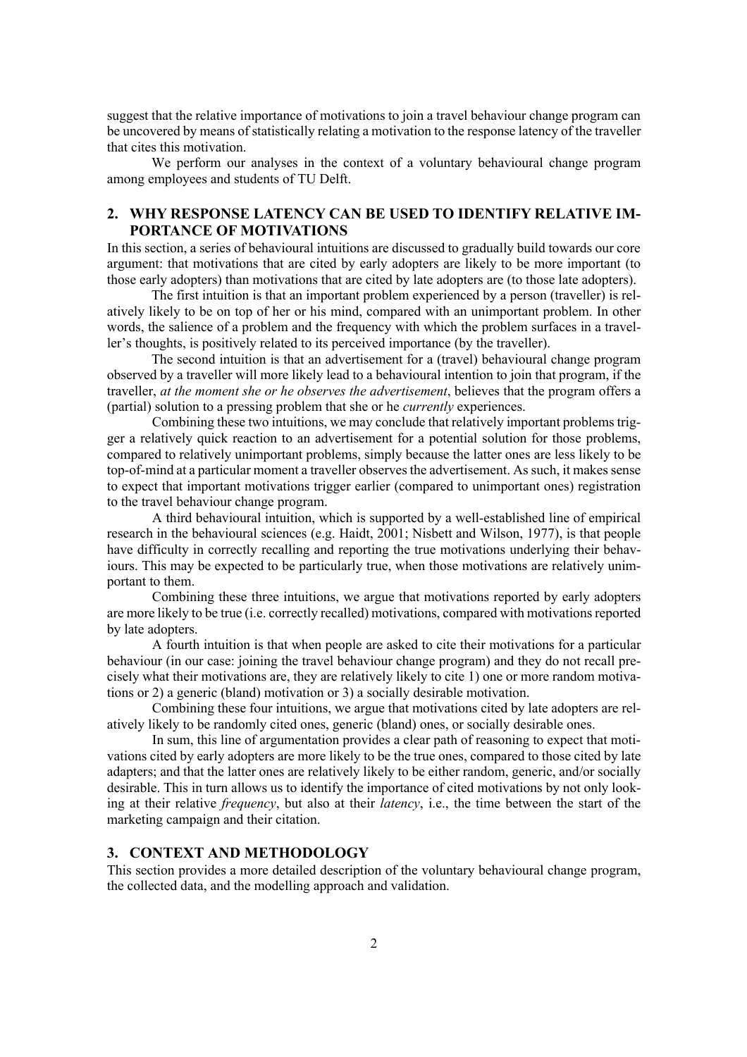suggest that the relative importance of motivations to join a travel behaviour change program can be uncovered by means of statistically relating a motivation to the response latency of the traveller that cites this motivation.

We perform our analyses in the context of a voluntary behavioural change program among employees and students of TU Delft.

## 2. WHY RESPONSE LATENCY CAN BE USED TO IDENTIFY RELATIVE IMPORTANCE OF MOTIVATIONS

In this section, a series of behavioural intuitions are discussed to gradually build towards our core argument: that motivations that are cited by early adopters are likely to be more important (to those early adopters) than motivations that are cited by late adopters are (to those late adopters).

The first intuition is that an important problem experienced by a person (traveller) is relatively likely to be on top of her or his mind, compared with an unimportant problem. In other words, the salience of a problem and the frequency with which the problem surfaces in a traveller's thoughts, is positively related to its perceived importance (by the traveller).

The second intuition is that an advertisement for a (travel) behavioural change program observed by a traveller will more likely lead to a behavioural intention to join that program, if the traveller, *at the moment she or he observes the advertisement*, believes that the program offers a (partial) solution to a pressing problem that she or he *currently* experiences.

Combining these two intuitions, we may conclude that relatively important problems trigger a relatively quick reaction to an advertisement for a potential solution for those problems, compared to relatively unimportant problems, simply because the latter ones are less likely to be top-of-mind at a particular moment a traveller observes the advertisement. As such, it makes sense to expect that important motivations trigger earlier (compared to unimportant ones) registration to the travel behaviour change program.

A third behavioural intuition, which is supported by a well-established line of empirical research in the behavioural sciences (e.g. Haidt, 2001; Nisbett and Wilson, 1977), is that people have difficulty in correctly recalling and reporting the true motivations underlying their behaviours. This may be expected to be particularly true, when those motivations are relatively unimportant to them.

Combining these three intuitions, we argue that motivations reported by early adopters are more likely to be true (i.e. correctly recalled) motivations, compared with motivations reported by late adopters.

A fourth intuition is that when people are asked to cite their motivations for a particular behaviour (in our case: joining the travel behaviour change program) and they do not recall precisely what their motivations are, they are relatively likely to cite 1) one or more random motivations or 2) a generic (bland) motivation or 3) a socially desirable motivation.

Combining these four intuitions, we argue that motivations cited by late adopters are relatively likely to be randomly cited ones, generic (bland) ones, or socially desirable ones.

In sum, this line of argumentation provides a clear path of reasoning to expect that motivations cited by early adopters are more likely to be the true ones, compared to those cited by late adapters; and that the latter ones are relatively likely to be either random, generic, and/or socially desirable. This in turn allows us to identify the importance of cited motivations by not only looking at their relative *frequency*, but also at their *latency*, i.e., the time between the start of the marketing campaign and their citation.

## 3. CONTEXT AND METHODOLOGY

This section provides a more detailed description of the voluntary behavioural change program, the collected data, and the modelling approach and validation.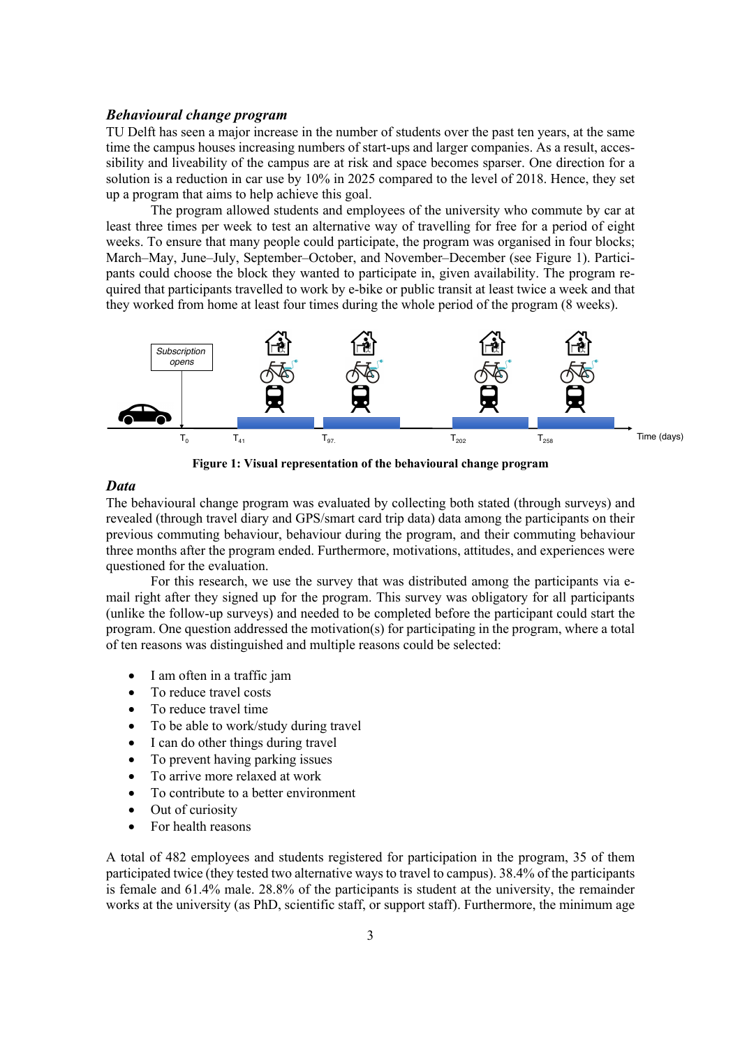### *Behavioural change program*

TU Delft has seen a major increase in the number of students over the past ten years, at the same time the campus houses increasing numbers of start-ups and larger companies. As a result, accessibility and liveability of the campus are at risk and space becomes sparser. One direction for a solution is a reduction in car use by 10% in 2025 compared to the level of 2018. Hence, they set up a program that aims to help achieve this goal.

The program allowed students and employees of the university who commute by car at least three times per week to test an alternative way of travelling for free for a period of eight weeks. To ensure that many people could participate, the program was organised in four blocks; March–May, June–July, September–October, and November–December (see Figure 1). Participants could choose the block they wanted to participate in, given availability. The program required that participants travelled to work by e-bike or public transit at least twice a week and that they worked from home at least four times during the whole period of the program (8 weeks).

**Figure 1: Visual representation of the behavioural change program**

### *Data*

The behavioural change program was evaluated by collecting both stated (through surveys) and revealed (through travel diary and GPS/smart card trip data) data among the participants on their previous commuting behaviour, behaviour during the program, and their commuting behaviour three months after the program ended. Furthermore, motivations, attitudes, and experiences were questioned for the evaluation.

For this research, we use the survey that was distributed among the participants via e-mail right after they signed up for the program. This survey was obligatory for all participants (unlike the follow-up surveys) and needed to be completed before the participant could start the program. One question addressed the motivation(s) for participating in the program, where a total of ten reasons was distinguished and multiple reasons could be selected:

- I am often in a traffic jam
- To reduce travel costs
- To reduce travel time
- To be able to work/study during travel
- I can do other things during travel
- To prevent having parking issues
- To arrive more relaxed at work
- To contribute to a better environment
- Out of curiosity
- For health reasons

A total of 482 employees and students registered for participation in the program, 35 of them participated twice (they tested two alternative ways to travel to campus). 38.4% of the participants is female and 61.4% male. 28.8% of the participants is student at the university, the remainder works at the university (as PhD, scientific staff, or support staff). Furthermore, the minimum age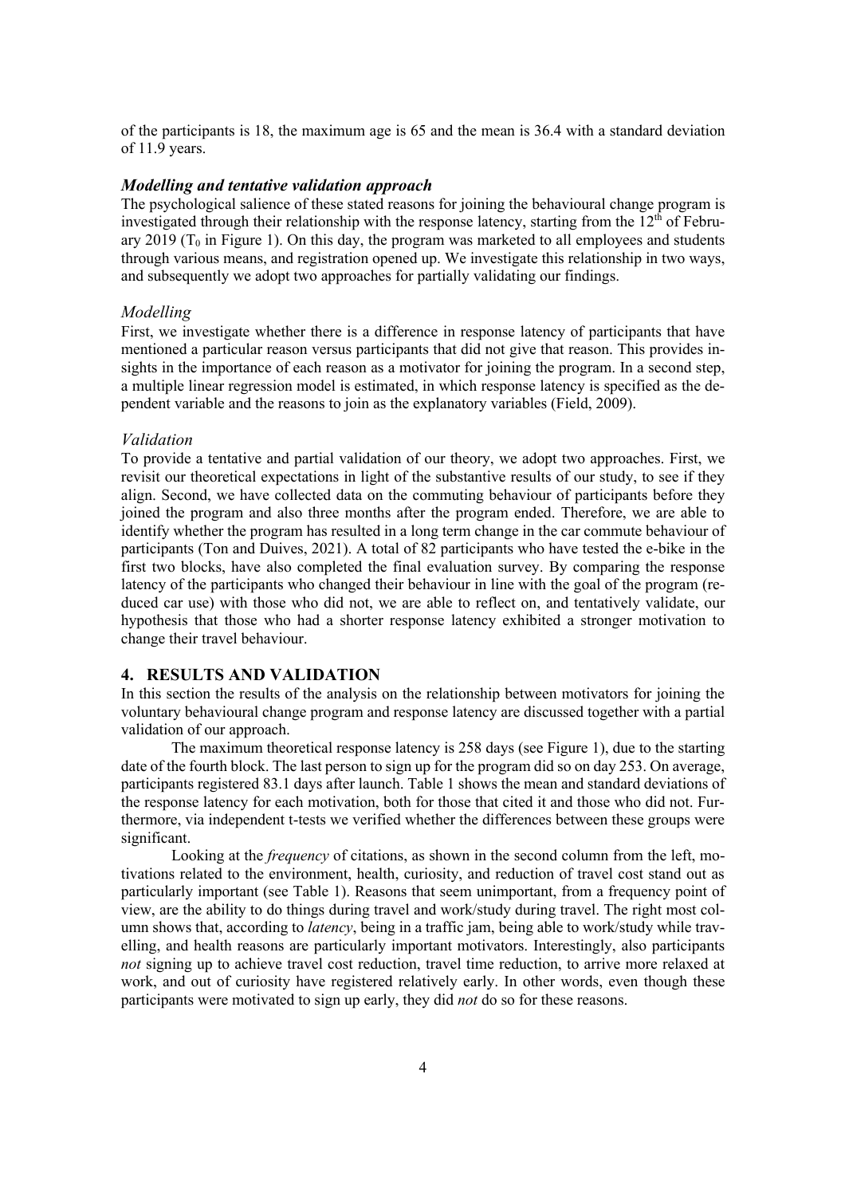of the participants is 18, the maximum age is 65 and the mean is 36.4 with a standard deviation of 11.9 years.

### *Modelling and tentative validation approach*

The psychological salience of these stated reasons for joining the behavioural change program is investigated through their relationship with the response latency, starting from the 12$^{th}$ of February 2019 ($T_0$ in Figure 1). On this day, the program was marketed to all employees and students through various means, and registration opened up. We investigate this relationship in two ways, and subsequently we adopt two approaches for partially validating our findings.

#### *Modelling*

First, we investigate whether there is a difference in response latency of participants that have mentioned a particular reason versus participants that did not give that reason. This provides insights in the importance of each reason as a motivator for joining the program. In a second step, a multiple linear regression model is estimated, in which response latency is specified as the dependent variable and the reasons to join as the explanatory variables (Field, 2009).

#### *Validation*

To provide a tentative and partial validation of our theory, we adopt two approaches. First, we revisit our theoretical expectations in light of the substantive results of our study, to see if they align. Second, we have collected data on the commuting behaviour of participants before they joined the program and also three months after the program ended. Therefore, we are able to identify whether the program has resulted in a long term change in the car commute behaviour of participants (Ton and Duives, 2021). A total of 82 participants who have tested the e-bike in the first two blocks, have also completed the final evaluation survey. By comparing the response latency of the participants who changed their behaviour in line with the goal of the program (reduced car use) with those who did not, we are able to reflect on, and tentatively validate, our hypothesis that those who had a shorter response latency exhibited a stronger motivation to change their travel behaviour.

## 4. RESULTS AND VALIDATION

In this section the results of the analysis on the relationship between motivators for joining the voluntary behavioural change program and response latency are discussed together with a partial validation of our approach.

The maximum theoretical response latency is 258 days (see Figure 1), due to the starting date of the fourth block. The last person to sign up for the program did so on day 253. On average, participants registered 83.1 days after launch. Table 1 shows the mean and standard deviations of the response latency for each motivation, both for those that cited it and those who did not. Furthermore, via independent t-tests we verified whether the differences between these groups were significant.

Looking at the *frequency* of citations, as shown in the second column from the left, motivations related to the environment, health, curiosity, and reduction of travel cost stand out as particularly important (see Table 1). Reasons that seem unimportant, from a frequency point of view, are the ability to do things during travel and work/study during travel. The right most column shows that, according to *latency*, being in a traffic jam, being able to work/study while travelling, and health reasons are particularly important motivators. Interestingly, also participants *not* signing up to achieve travel cost reduction, travel time reduction, to arrive more relaxed at work, and out of curiosity have registered relatively early. In other words, even though these participants were motivated to sign up early, they did *not* do so for these reasons.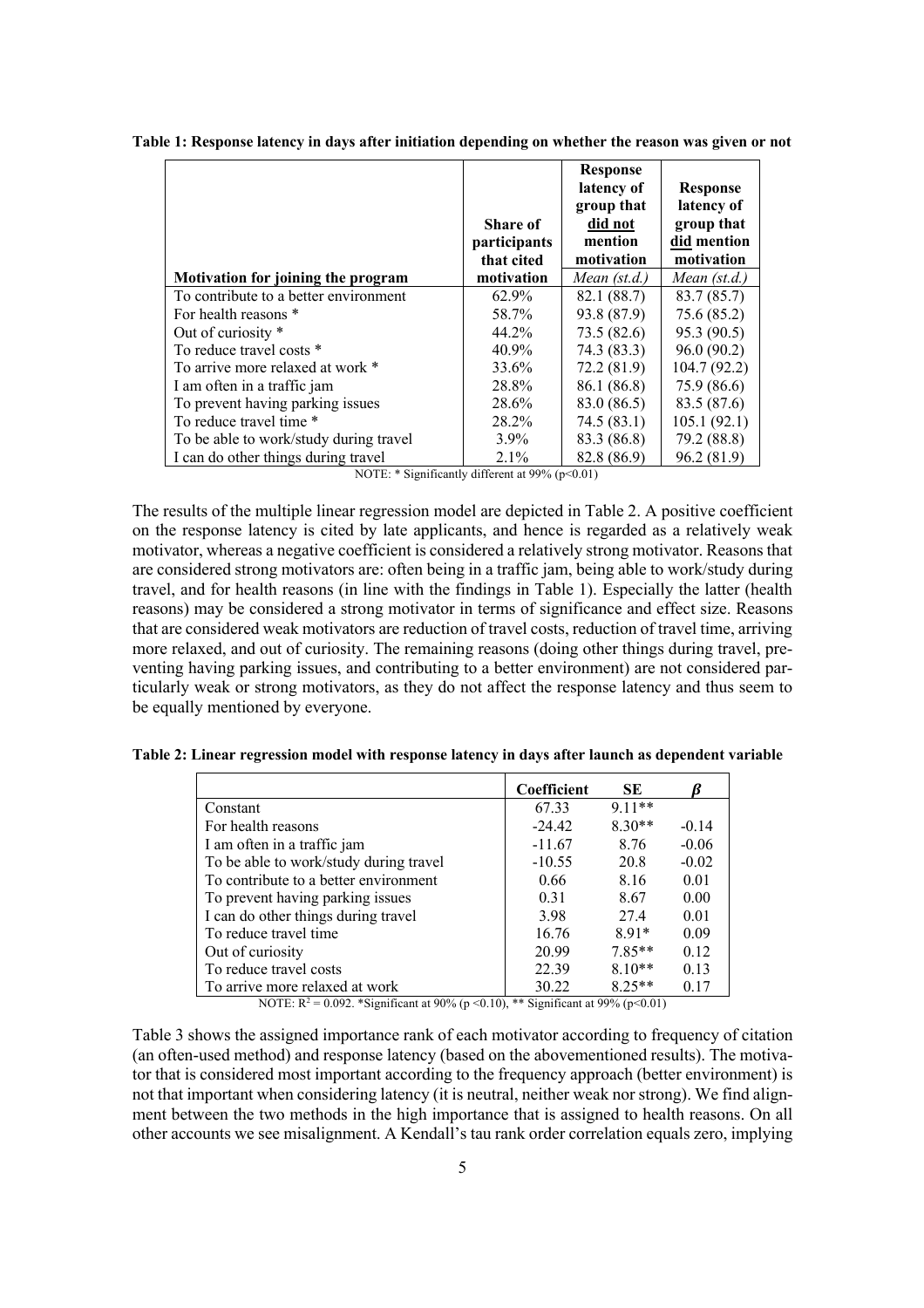**Table 1: Response latency in days after initiation depending on whether the reason was given or not**

| Motivation for joining the program | Share of participants that cited motivation | Response latency of group that did not mention motivation *Mean (st.d.)* | Response latency of group that did mention motivation *Mean (st.d.)* |
|---|---|---|---|
| To contribute to a better environment | 62.9% | 82.1 (88.7) | 83.7 (85.7) |
| For health reasons * | 58.7% | 93.8 (87.9) | 75.6 (85.2) |
| Out of curiosity * | 44.2% | 73.5 (82.6) | 95.3 (90.5) |
| To reduce travel costs * | 40.9% | 74.3 (83.3) | 96.0 (90.2) |
| To arrive more relaxed at work * | 33.6% | 72.2 (81.9) | 104.7 (92.2) |
| I am often in a traffic jam | 28.8% | 86.1 (86.8) | 75.9 (86.6) |
| To prevent having parking issues | 28.6% | 83.0 (86.5) | 83.5 (87.6) |
| To reduce travel time * | 28.2% | 74.5 (83.1) | 105.1 (92.1) |
| To be able to work/study during travel | 3.9% | 83.3 (86.8) | 79.2 (88.8) |
| I can do other things during travel | 2.1% | 82.8 (86.9) | 96.2 (81.9) |

NOTE: * Significantly different at 99% ($p<0.01$)

The results of the multiple linear regression model are depicted in Table 2. A positive coefficient on the response latency is cited by late applicants, and hence is regarded as a relatively weak motivator, whereas a negative coefficient is considered a relatively strong motivator. Reasons that are considered strong motivators are: often being in a traffic jam, being able to work/study during travel, and for health reasons (in line with the findings in Table 1). Especially the latter (health reasons) may be considered a strong motivator in terms of significance and effect size. Reasons that are considered weak motivators are reduction of travel costs, reduction of travel time, arriving more relaxed, and out of curiosity. The remaining reasons (doing other things during travel, preventing having parking issues, and contributing to a better environment) are not considered particularly weak or strong motivators, as they do not affect the response latency and thus seem to be equally mentioned by everyone.

**Table 2: Linear regression model with response latency in days after launch as dependent variable**

| | Coefficient | SE | $\beta$ |
|---|---|---|---|
| Constant | 67.33 | 9.11** | |
| For health reasons | -24.42 | 8.30** | -0.14 |
| I am often in a traffic jam | -11.67 | 8.76 | -0.06 |
| To be able to work/study during travel | -10.55 | 20.8 | -0.02 |
| To contribute to a better environment | 0.66 | 8.16 | 0.01 |
| To prevent having parking issues | 0.31 | 8.67 | 0.00 |
| I can do other things during travel | 3.98 | 27.4 | 0.01 |
| To reduce travel time | 16.76 | 8.91* | 0.09 |
| Out of curiosity | 20.99 | 7.85** | 0.12 |
| To reduce travel costs | 22.39 | 8.10** | 0.13 |
| To arrive more relaxed at work | 30.22 | 8.25** | 0.17 |

NOTE: $R^2 = 0.092$. *Significant at 90% ($p<0.10$), ** Significant at 99% ($p<0.01$)

Table 3 shows the assigned importance rank of each motivator according to frequency of citation (an often-used method) and response latency (based on the abovementioned results). The motivator that is considered most important according to the frequency approach (better environment) is not that important when considering latency (it is neutral, neither weak nor strong). We find alignment between the two methods in the high importance that is assigned to health reasons. On all other accounts we see misalignment. A Kendall's tau rank order correlation equals zero, implying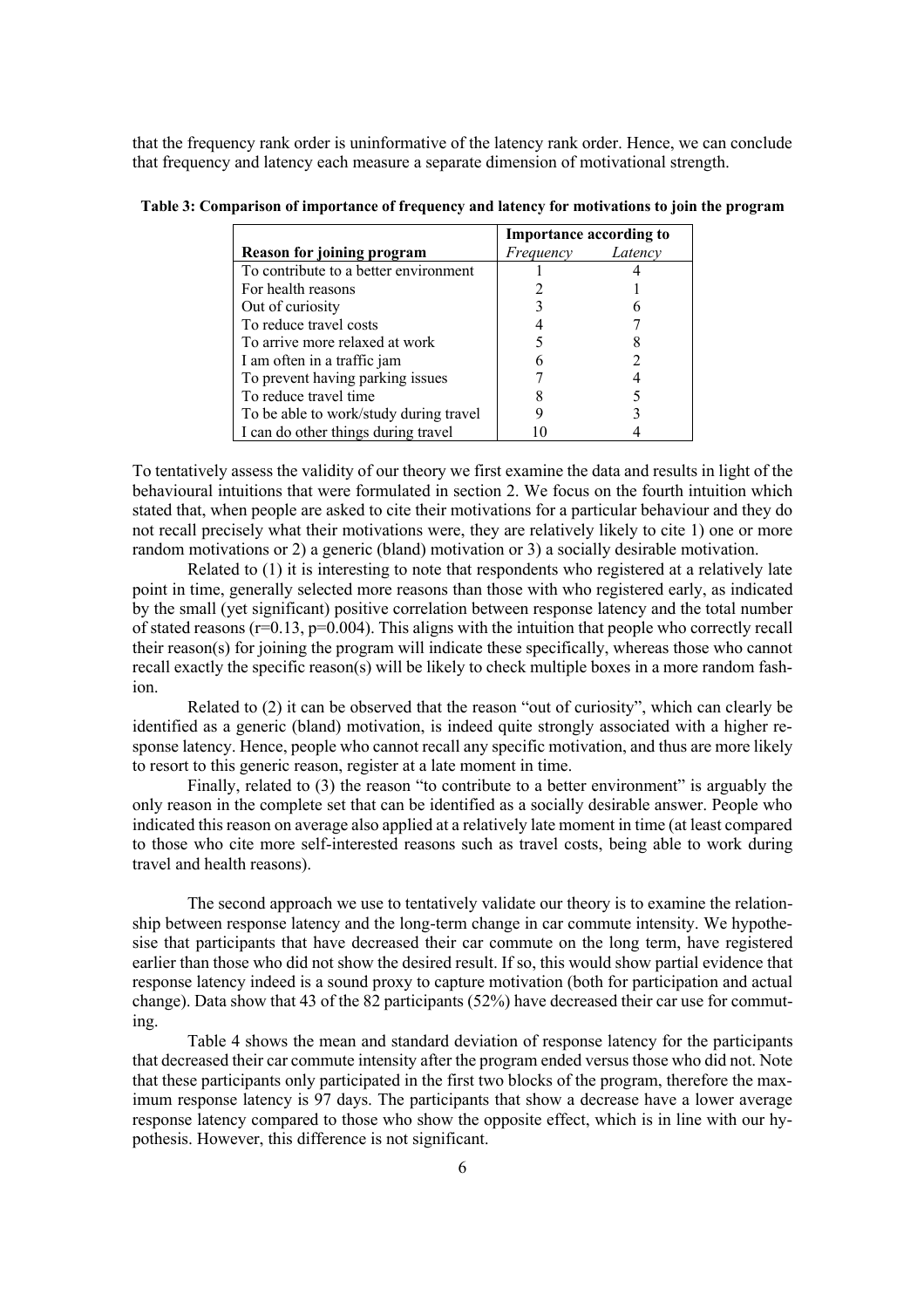that the frequency rank order is uninformative of the latency rank order. Hence, we can conclude that frequency and latency each measure a separate dimension of motivational strength.

**Table 3: Comparison of importance of frequency and latency for motivations to join the program**

| | **Importance according to** | |
|---|---|---|
| **Reason for joining program** | *Frequency* | *Latency* |
| To contribute to a better environment | 1 | 4 |
| For health reasons | 2 | 1 |
| Out of curiosity | 3 | 6 |
| To reduce travel costs | 4 | 7 |
| To arrive more relaxed at work | 5 | 8 |
| I am often in a traffic jam | 6 | 2 |
| To prevent having parking issues | 7 | 4 |
| To reduce travel time | 8 | 5 |
| To be able to work/study during travel | 9 | 3 |
| I can do other things during travel | 10 | 4 |

To tentatively assess the validity of our theory we first examine the data and results in light of the behavioural intuitions that were formulated in section 2. We focus on the fourth intuition which stated that, when people are asked to cite their motivations for a particular behaviour and they do not recall precisely what their motivations were, they are relatively likely to cite 1) one or more random motivations or 2) a generic (bland) motivation or 3) a socially desirable motivation.

Related to (1) it is interesting to note that respondents who registered at a relatively late point in time, generally selected more reasons than those with who registered early, as indicated by the small (yet significant) positive correlation between response latency and the total number of stated reasons ($r=0.13$, $p=0.004$). This aligns with the intuition that people who correctly recall their reason(s) for joining the program will indicate these specifically, whereas those who cannot recall exactly the specific reason(s) will be likely to check multiple boxes in a more random fashion.

Related to (2) it can be observed that the reason "out of curiosity", which can clearly be identified as a generic (bland) motivation, is indeed quite strongly associated with a higher response latency. Hence, people who cannot recall any specific motivation, and thus are more likely to resort to this generic reason, register at a late moment in time.

Finally, related to (3) the reason "to contribute to a better environment" is arguably the only reason in the complete set that can be identified as a socially desirable answer. People who indicated this reason on average also applied at a relatively late moment in time (at least compared to those who cite more self-interested reasons such as travel costs, being able to work during travel and health reasons).

The second approach we use to tentatively validate our theory is to examine the relationship between response latency and the long-term change in car commute intensity. We hypothesise that participants that have decreased their car commute on the long term, have registered earlier than those who did not show the desired result. If so, this would show partial evidence that response latency indeed is a sound proxy to capture motivation (both for participation and actual change). Data show that 43 of the 82 participants (52%) have decreased their car use for commuting.

Table 4 shows the mean and standard deviation of response latency for the participants that decreased their car commute intensity after the program ended versus those who did not. Note that these participants only participated in the first two blocks of the program, therefore the maximum response latency is 97 days. The participants that show a decrease have a lower average response latency compared to those who show the opposite effect, which is in line with our hypothesis. However, this difference is not significant.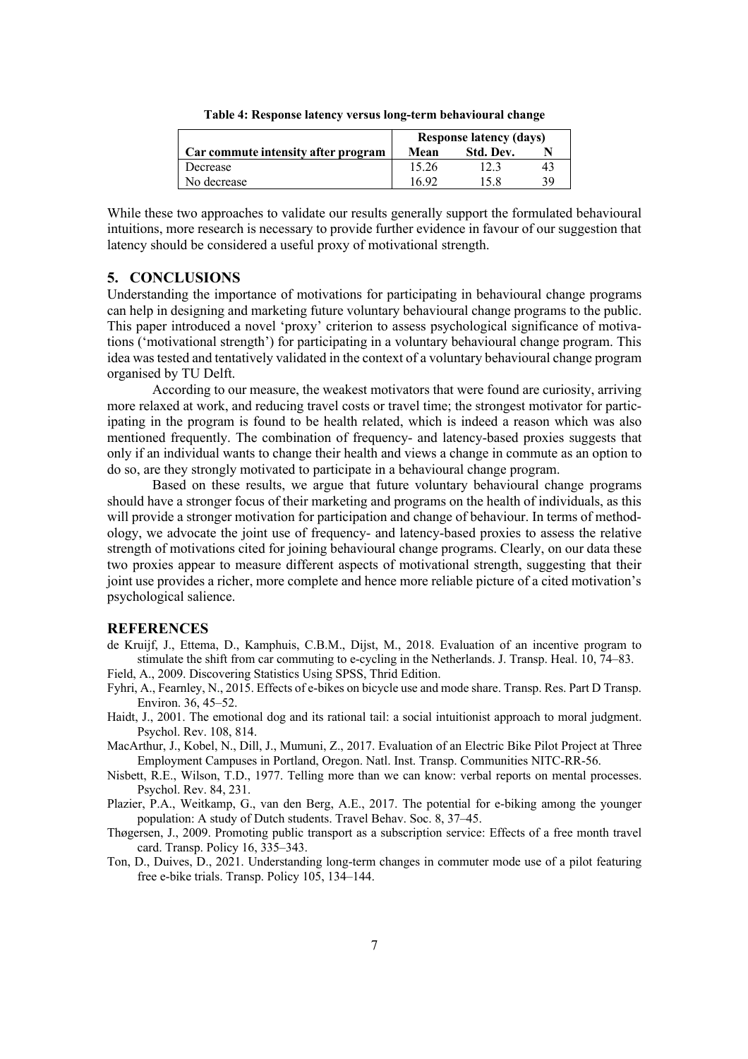**Table 4: Response latency versus long-term behavioural change**

| | Response latency (days) | | |
|---|---|---|---|
| Car commute intensity after program | Mean | Std. Dev. | N |
| Decrease | 15.26 | 12.3 | 43 |
| No decrease | 16.92 | 15.8 | 39 |

While these two approaches to validate our results generally support the formulated behavioural intuitions, more research is necessary to provide further evidence in favour of our suggestion that latency should be considered a useful proxy of motivational strength.

## 5. CONCLUSIONS

Understanding the importance of motivations for participating in behavioural change programs can help in designing and marketing future voluntary behavioural change programs to the public. This paper introduced a novel 'proxy' criterion to assess psychological significance of motivations ('motivational strength') for participating in a voluntary behavioural change program. This idea was tested and tentatively validated in the context of a voluntary behavioural change program organised by TU Delft.

According to our measure, the weakest motivators that were found are curiosity, arriving more relaxed at work, and reducing travel costs or travel time; the strongest motivator for participating in the program is found to be health related, which is indeed a reason which was also mentioned frequently. The combination of frequency- and latency-based proxies suggests that only if an individual wants to change their health and views a change in commute as an option to do so, are they strongly motivated to participate in a behavioural change program.

Based on these results, we argue that future voluntary behavioural change programs should have a stronger focus of their marketing and programs on the health of individuals, as this will provide a stronger motivation for participation and change of behaviour. In terms of methodology, we advocate the joint use of frequency- and latency-based proxies to assess the relative strength of motivations cited for joining behavioural change programs. Clearly, on our data these two proxies appear to measure different aspects of motivational strength, suggesting that their joint use provides a richer, more complete and hence more reliable picture of a cited motivation's psychological salience.

## REFERENCES

de Kruijf, J., Ettema, D., Kamphuis, C.B.M., Dijst, M., 2018. Evaluation of an incentive program to stimulate the shift from car commuting to e-cycling in the Netherlands. J. Transp. Heal. 10, 74–83.

Field, A., 2009. Discovering Statistics Using SPSS, Thrid Edition.

Fyhri, A., Fearnley, N., 2015. Effects of e-bikes on bicycle use and mode share. Transp. Res. Part D Transp. Environ. 36, 45–52.

Haidt, J., 2001. The emotional dog and its rational tail: a social intuitionist approach to moral judgment. Psychol. Rev. 108, 814.

MacArthur, J., Kobel, N., Dill, J., Mumuni, Z., 2017. Evaluation of an Electric Bike Pilot Project at Three Employment Campuses in Portland, Oregon. Natl. Inst. Transp. Communities NITC-RR-56.

Nisbett, R.E., Wilson, T.D., 1977. Telling more than we can know: verbal reports on mental processes. Psychol. Rev. 84, 231.

Plazier, P.A., Weitkamp, G., van den Berg, A.E., 2017. The potential for e-biking among the younger population: A study of Dutch students. Travel Behav. Soc. 8, 37–45.

Thøgersen, J., 2009. Promoting public transport as a subscription service: Effects of a free month travel card. Transp. Policy 16, 335–343.

Ton, D., Duives, D., 2021. Understanding long-term changes in commuter mode use of a pilot featuring free e-bike trials. Transp. Policy 105, 134–144.